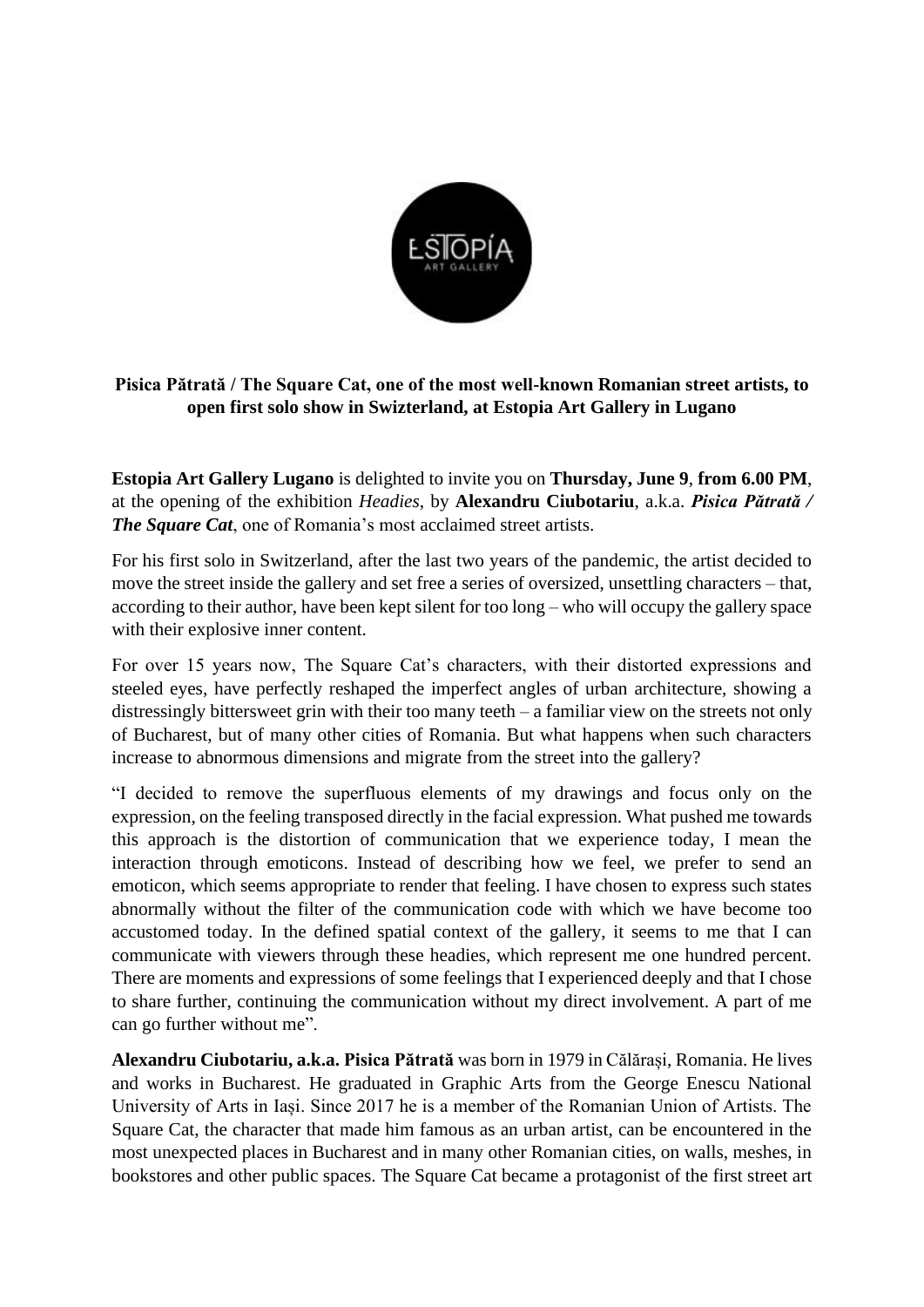**Pisica Pătrată / The Square Cat, one of the most well-known Romanian street artists, to open first solo show in Switzerland, at Estopia Art Gallery in Lugano**

**Estopia Art Gallery Lugano** is delighted to invite you on **Thursday, June 9**, **from 6.00 PM**, at the opening of the exhibition *Headies*, by **Alexandru Ciubotariu**, a.k.a. ***Pisica Pătrată / The Square Cat***, one of Romania's most acclaimed street artists.

For his first solo in Switzerland, after the last two years of the pandemic, the artist decided to move the street inside the gallery and set free a series of oversized, unsettling characters – that, according to their author, have been kept silent for too long – who will occupy the gallery space with their explosive inner content.

For over 15 years now, The Square Cat's characters, with their distorted expressions and steeled eyes, have perfectly reshaped the imperfect angles of urban architecture, showing a distressingly bittersweet grin with their too many teeth – a familiar view on the streets not only of Bucharest, but of many other cities of Romania. But what happens when such characters increase to abnormous dimensions and migrate from the street into the gallery?

"I decided to remove the superfluous elements of my drawings and focus only on the expression, on the feeling transposed directly in the facial expression. What pushed me towards this approach is the distortion of communication that we experience today, I mean the interaction through emoticons. Instead of describing how we feel, we prefer to send an emoticon, which seems appropriate to render that feeling. I have chosen to express such states abnormally without the filter of the communication code with which we have become too accustomed today. In the defined spatial context of the gallery, it seems to me that I can communicate with viewers through these headies, which represent me one hundred percent. There are moments and expressions of some feelings that I experienced deeply and that I chose to share further, continuing the communication without my direct involvement. A part of me can go further without me".

**Alexandru Ciubotariu, a.k.a. Pisica Pătrată** was born in 1979 in Călărași, Romania. He lives and works in Bucharest. He graduated in Graphic Arts from the George Enescu National University of Arts in Iași. Since 2017 he is a member of the Romanian Union of Artists. The Square Cat, the character that made him famous as an urban artist, can be encountered in the most unexpected places in Bucharest and in many other Romanian cities, on walls, meshes, in bookstores and other public spaces. The Square Cat became a protagonist of the first street art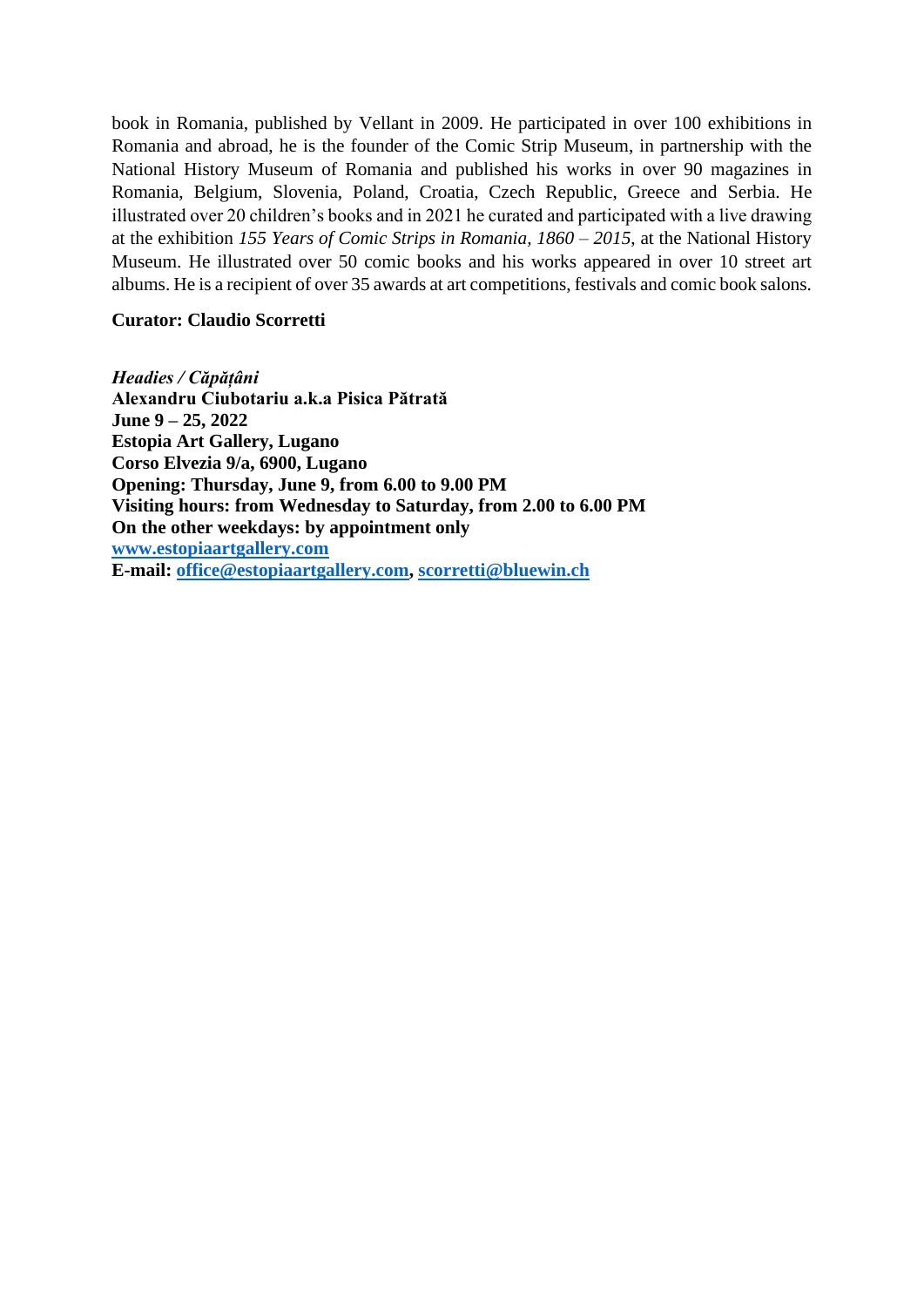book in Romania, published by Vellant in 2009. He participated in over 100 exhibitions in Romania and abroad, he is the founder of the Comic Strip Museum, in partnership with the National History Museum of Romania and published his works in over 90 magazines in Romania, Belgium, Slovenia, Poland, Croatia, Czech Republic, Greece and Serbia. He illustrated over 20 children's books and in 2021 he curated and participated with a live drawing at the exhibition *155 Years of Comic Strips in Romania, 1860 – 2015*, at the National History Museum. He illustrated over 50 comic books and his works appeared in over 10 street art albums. He is a recipient of over 35 awards at art competitions, festivals and comic book salons.

**Curator: Claudio Scorretti**

***Headies / Căpățâni***
**Alexandru Ciubotariu a.k.a Pisica Pătrată**
**June 9 – 25, 2022**
**Estopia Art Gallery, Lugano**
**Corso Elvezia 9/a, 6900, Lugano**
**Opening: Thursday, June 9, from 6.00 to 9.00 PM**
**Visiting hours: from Wednesday to Saturday, from 2.00 to 6.00 PM**
**On the other weekdays: by appointment only**
**www.estopiaartgallery.com**
**E-mail: office@estopiaartgallery.com, scorretti@bluewin.ch**